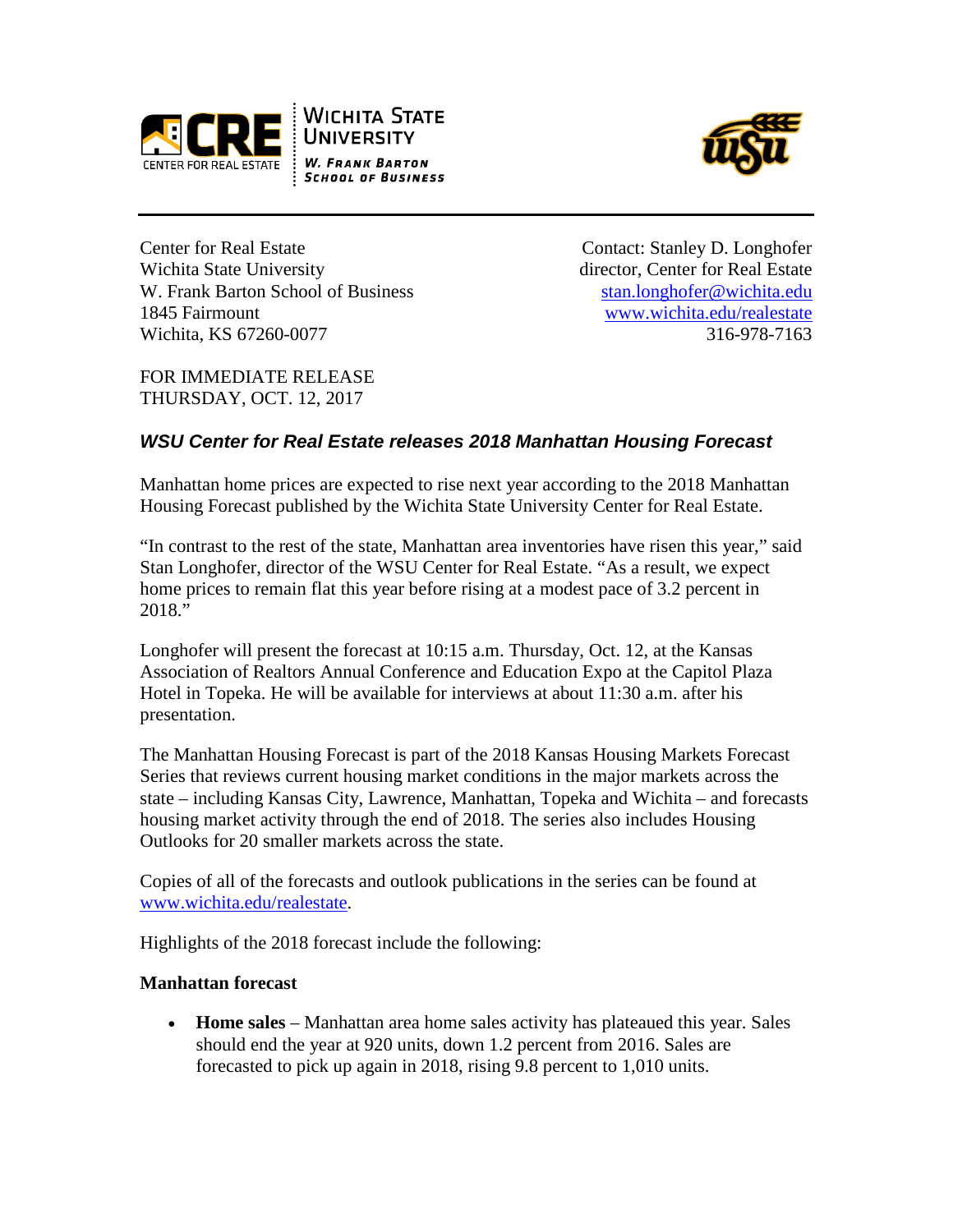Center for Real Estate
Wichita State University
W. Frank Barton School of Business
1845 Fairmount
Wichita, KS 67260-0077

Contact: Stanley D. Longhofer
director, Center for Real Estate
stan.longhofer@wichita.edu
www.wichita.edu/realestate
316-978-7163

FOR IMMEDIATE RELEASE
THURSDAY, OCT. 12, 2017

### *WSU Center for Real Estate releases 2018 Manhattan Housing Forecast*

Manhattan home prices are expected to rise next year according to the 2018 Manhattan Housing Forecast published by the Wichita State University Center for Real Estate.

"In contrast to the rest of the state, Manhattan area inventories have risen this year," said Stan Longhofer, director of the WSU Center for Real Estate. "As a result, we expect home prices to remain flat this year before rising at a modest pace of 3.2 percent in 2018."

Longhofer will present the forecast at 10:15 a.m. Thursday, Oct. 12, at the Kansas Association of Realtors Annual Conference and Education Expo at the Capitol Plaza Hotel in Topeka. He will be available for interviews at about 11:30 a.m. after his presentation.

The Manhattan Housing Forecast is part of the 2018 Kansas Housing Markets Forecast Series that reviews current housing market conditions in the major markets across the state – including Kansas City, Lawrence, Manhattan, Topeka and Wichita – and forecasts housing market activity through the end of 2018. The series also includes Housing Outlooks for 20 smaller markets across the state.

Copies of all of the forecasts and outlook publications in the series can be found at www.wichita.edu/realestate.

Highlights of the 2018 forecast include the following:

**Manhattan forecast**

- **Home sales** – Manhattan area home sales activity has plateaued this year. Sales should end the year at 920 units, down 1.2 percent from 2016. Sales are forecasted to pick up again in 2018, rising 9.8 percent to 1,010 units.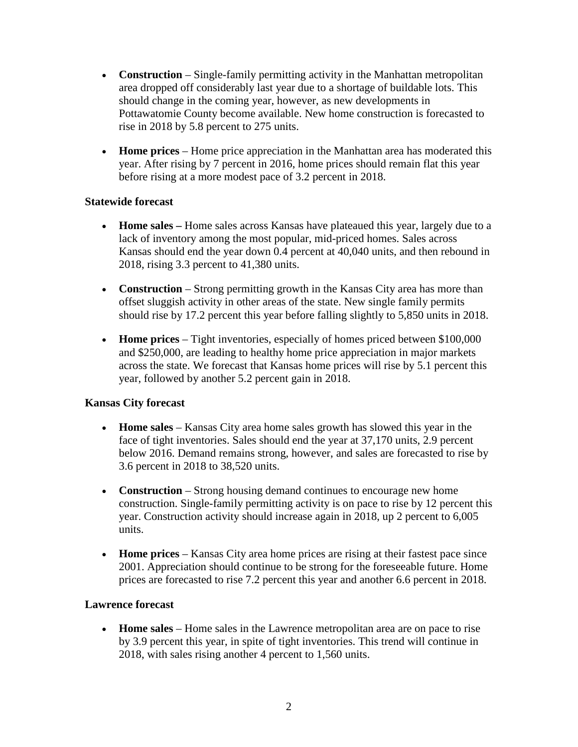- **Construction** – Single-family permitting activity in the Manhattan metropolitan area dropped off considerably last year due to a shortage of buildable lots. This should change in the coming year, however, as new developments in Pottawatomie County become available. New home construction is forecasted to rise in 2018 by 5.8 percent to 275 units.

- **Home prices** – Home price appreciation in the Manhattan area has moderated this year. After rising by 7 percent in 2016, home prices should remain flat this year before rising at a more modest pace of 3.2 percent in 2018.

**Statewide forecast**

- **Home sales –** Home sales across Kansas have plateaued this year, largely due to a lack of inventory among the most popular, mid-priced homes. Sales across Kansas should end the year down 0.4 percent at 40,040 units, and then rebound in 2018, rising 3.3 percent to 41,380 units.

- **Construction** – Strong permitting growth in the Kansas City area has more than offset sluggish activity in other areas of the state. New single family permits should rise by 17.2 percent this year before falling slightly to 5,850 units in 2018.

- **Home prices** – Tight inventories, especially of homes priced between $100,000 and $250,000, are leading to healthy home price appreciation in major markets across the state. We forecast that Kansas home prices will rise by 5.1 percent this year, followed by another 5.2 percent gain in 2018.

**Kansas City forecast**

- **Home sales** – Kansas City area home sales growth has slowed this year in the face of tight inventories. Sales should end the year at 37,170 units, 2.9 percent below 2016. Demand remains strong, however, and sales are forecasted to rise by 3.6 percent in 2018 to 38,520 units.

- **Construction** – Strong housing demand continues to encourage new home construction. Single-family permitting activity is on pace to rise by 12 percent this year. Construction activity should increase again in 2018, up 2 percent to 6,005 units.

- **Home prices** – Kansas City area home prices are rising at their fastest pace since 2001. Appreciation should continue to be strong for the foreseeable future. Home prices are forecasted to rise 7.2 percent this year and another 6.6 percent in 2018.

**Lawrence forecast**

- **Home sales** – Home sales in the Lawrence metropolitan area are on pace to rise by 3.9 percent this year, in spite of tight inventories. This trend will continue in 2018, with sales rising another 4 percent to 1,560 units.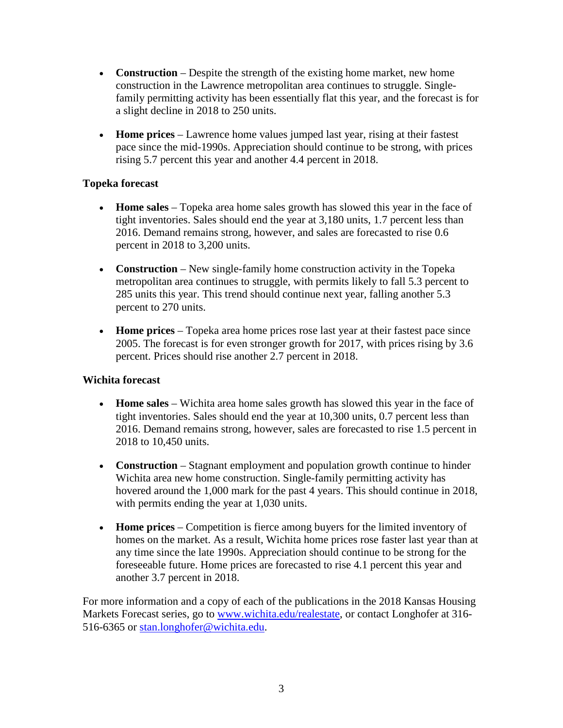- **Construction** – Despite the strength of the existing home market, new home construction in the Lawrence metropolitan area continues to struggle. Single-family permitting activity has been essentially flat this year, and the forecast is for a slight decline in 2018 to 250 units.

- **Home prices** – Lawrence home values jumped last year, rising at their fastest pace since the mid-1990s. Appreciation should continue to be strong, with prices rising 5.7 percent this year and another 4.4 percent in 2018.

**Topeka forecast**

- **Home sales** – Topeka area home sales growth has slowed this year in the face of tight inventories. Sales should end the year at 3,180 units, 1.7 percent less than 2016. Demand remains strong, however, and sales are forecasted to rise 0.6 percent in 2018 to 3,200 units.

- **Construction** – New single-family home construction activity in the Topeka metropolitan area continues to struggle, with permits likely to fall 5.3 percent to 285 units this year. This trend should continue next year, falling another 5.3 percent to 270 units.

- **Home prices** – Topeka area home prices rose last year at their fastest pace since 2005. The forecast is for even stronger growth for 2017, with prices rising by 3.6 percent. Prices should rise another 2.7 percent in 2018.

**Wichita forecast**

- **Home sales** – Wichita area home sales growth has slowed this year in the face of tight inventories. Sales should end the year at 10,300 units, 0.7 percent less than 2016. Demand remains strong, however, sales are forecasted to rise 1.5 percent in 2018 to 10,450 units.

- **Construction** – Stagnant employment and population growth continue to hinder Wichita area new home construction. Single-family permitting activity has hovered around the 1,000 mark for the past 4 years. This should continue in 2018, with permits ending the year at 1,030 units.

- **Home prices** – Competition is fierce among buyers for the limited inventory of homes on the market. As a result, Wichita home prices rose faster last year than at any time since the late 1990s. Appreciation should continue to be strong for the foreseeable future. Home prices are forecasted to rise 4.1 percent this year and another 3.7 percent in 2018.

For more information and a copy of each of the publications in the 2018 Kansas Housing Markets Forecast series, go to www.wichita.edu/realestate, or contact Longhofer at 316-516-6365 or stan.longhofer@wichita.edu.